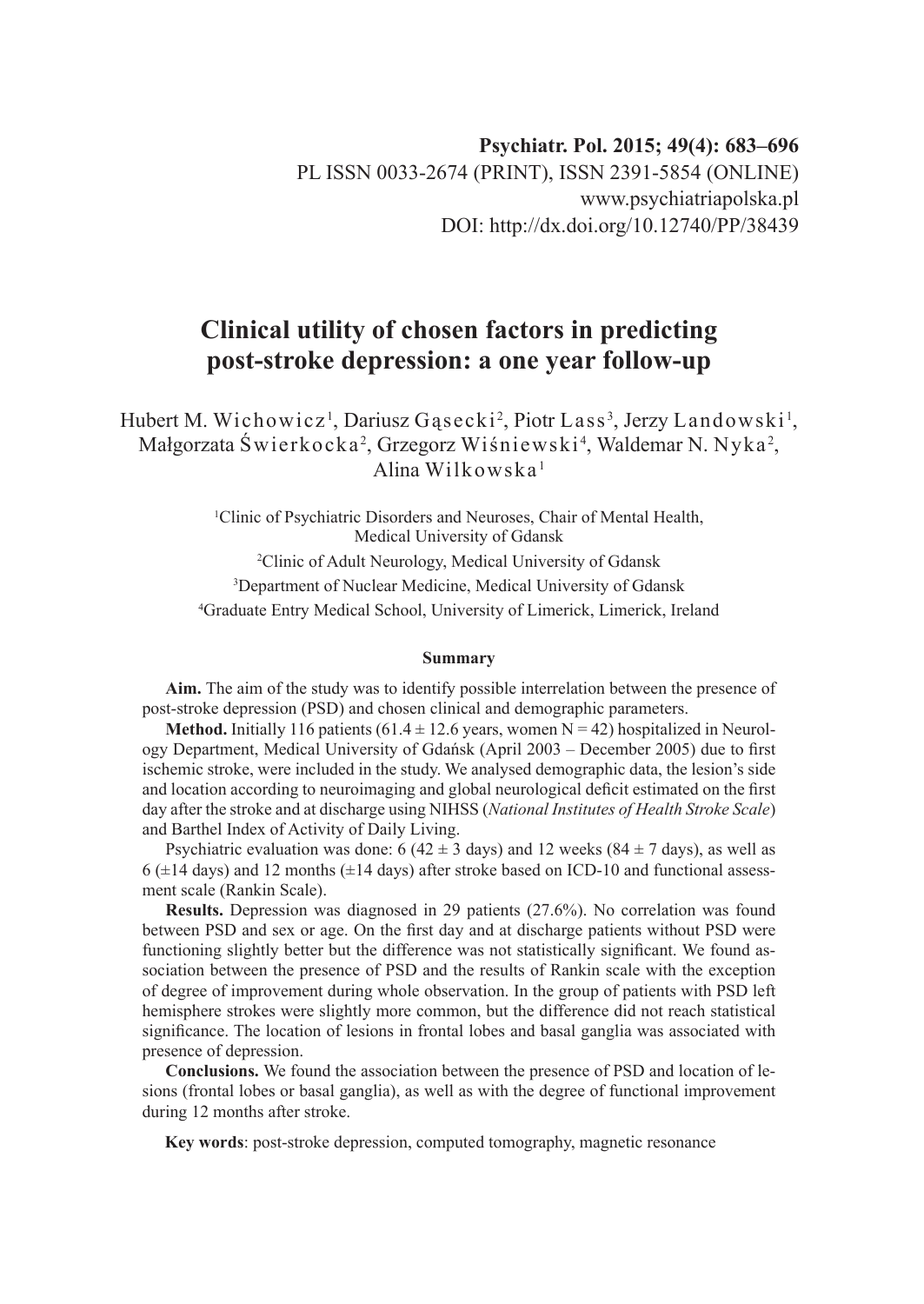Psychiatr. Pol. 2015; 49(4): 683–696

PL ISSN 0033-2674 (PRINT), ISSN 2391-5854 (ONLINE)

www.psychiatriapolska.pl

DOI: http://dx.doi.org/10.12740/PP/38439

# Clinical utility of chosen factors in predicting post-stroke depression: a one year follow-up

Hubert M. Wichowicz[1], Dariusz Gąsecki[2], Piotr Lass[3], Jerzy Landowski[1], Małgorzata Świerkocka[2], Grzegorz Wiśniewski[4], Waldemar N. Nyka[2], Alina Wilkowska[1]

[1]Clinic of Psychiatric Disorders and Neuroses, Chair of Mental Health, Medical University of Gdansk

[2]Clinic of Adult Neurology, Medical University of Gdansk

[3]Department of Nuclear Medicine, Medical University of Gdansk

[4]Graduate Entry Medical School, University of Limerick, Limerick, Ireland

## Summary

**Aim.** The aim of the study was to identify possible interrelation between the presence of post-stroke depression (PSD) and chosen clinical and demographic parameters.

**Method.** Initially 116 patients (61.4 ± 12.6 years, women N = 42) hospitalized in Neurology Department, Medical University of Gdańsk (April 2003 – December 2005) due to first ischemic stroke, were included in the study. We analysed demographic data, the lesion's side and location according to neuroimaging and global neurological deficit estimated on the first day after the stroke and at discharge using NIHSS (*National Institutes of Health Stroke Scale*) and Barthel Index of Activity of Daily Living.

Psychiatric evaluation was done: 6 (42 ± 3 days) and 12 weeks (84 ± 7 days), as well as 6 (±14 days) and 12 months (±14 days) after stroke based on ICD-10 and functional assessment scale (Rankin Scale).

**Results.** Depression was diagnosed in 29 patients (27.6%). No correlation was found between PSD and sex or age. On the first day and at discharge patients without PSD were functioning slightly better but the difference was not statistically significant. We found association between the presence of PSD and the results of Rankin scale with the exception of degree of improvement during whole observation. In the group of patients with PSD left hemisphere strokes were slightly more common, but the difference did not reach statistical significance. The location of lesions in frontal lobes and basal ganglia was associated with presence of depression.

**Conclusions.** We found the association between the presence of PSD and location of lesions (frontal lobes or basal ganglia), as well as with the degree of functional improvement during 12 months after stroke.

**Key words**: post-stroke depression, computed tomography, magnetic resonance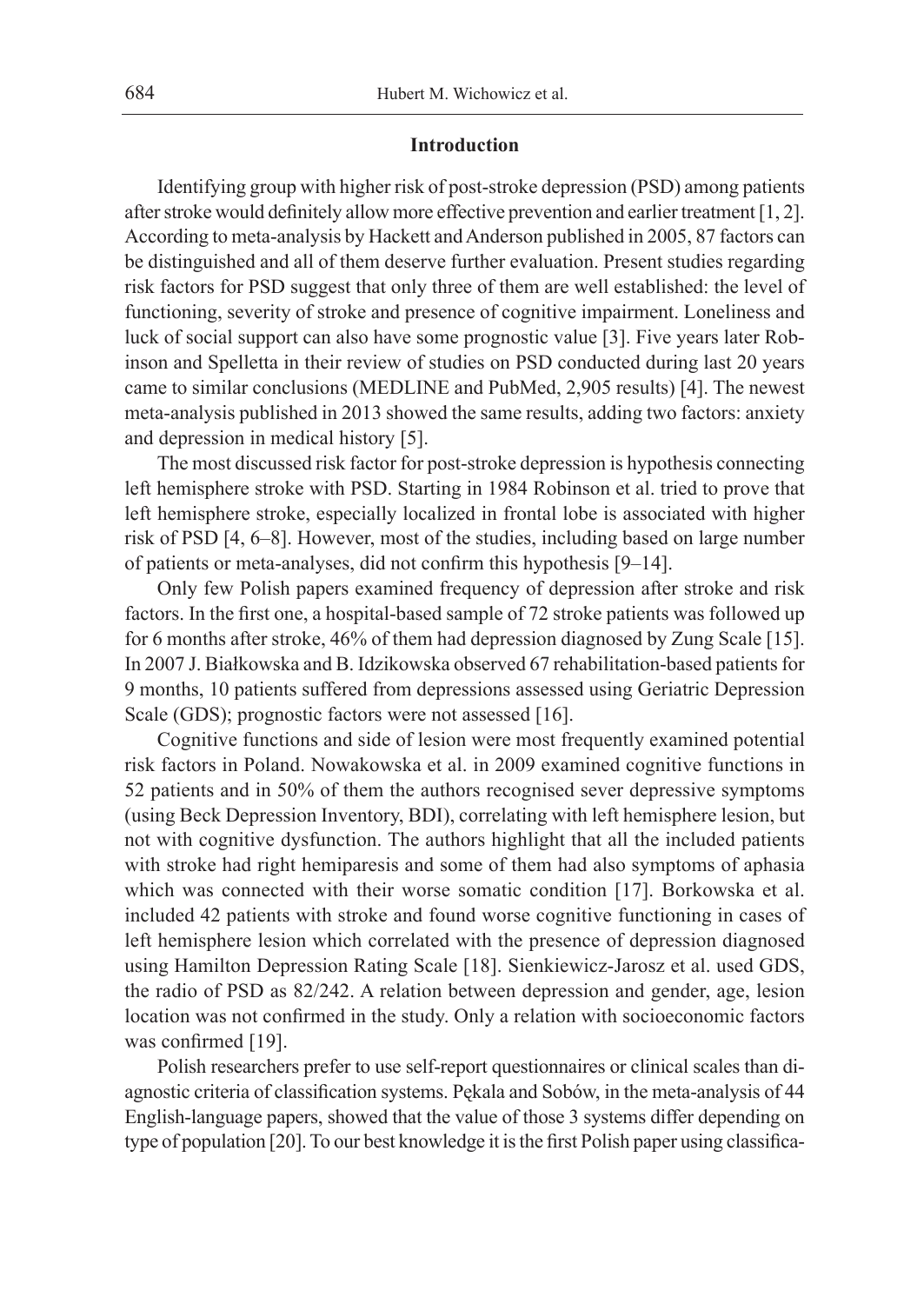## Introduction

Identifying group with higher risk of post-stroke depression (PSD) among patients after stroke would definitely allow more effective prevention and earlier treatment [1, 2]. According to meta-analysis by Hackett and Anderson published in 2005, 87 factors can be distinguished and all of them deserve further evaluation. Present studies regarding risk factors for PSD suggest that only three of them are well established: the level of functioning, severity of stroke and presence of cognitive impairment. Loneliness and luck of social support can also have some prognostic value [3]. Five years later Robinson and Spelletta in their review of studies on PSD conducted during last 20 years came to similar conclusions (MEDLINE and PubMed, 2,905 results) [4]. The newest meta-analysis published in 2013 showed the same results, adding two factors: anxiety and depression in medical history [5].

The most discussed risk factor for post-stroke depression is hypothesis connecting left hemisphere stroke with PSD. Starting in 1984 Robinson et al. tried to prove that left hemisphere stroke, especially localized in frontal lobe is associated with higher risk of PSD [4, 6–8]. However, most of the studies, including based on large number of patients or meta-analyses, did not confirm this hypothesis [9–14].

Only few Polish papers examined frequency of depression after stroke and risk factors. In the first one, a hospital-based sample of 72 stroke patients was followed up for 6 months after stroke, 46% of them had depression diagnosed by Zung Scale [15]. In 2007 J. Białkowska and B. Idzikowska observed 67 rehabilitation-based patients for 9 months, 10 patients suffered from depressions assessed using Geriatric Depression Scale (GDS); prognostic factors were not assessed [16].

Cognitive functions and side of lesion were most frequently examined potential risk factors in Poland. Nowakowska et al. in 2009 examined cognitive functions in 52 patients and in 50% of them the authors recognised sever depressive symptoms (using Beck Depression Inventory, BDI), correlating with left hemisphere lesion, but not with cognitive dysfunction. The authors highlight that all the included patients with stroke had right hemiparesis and some of them had also symptoms of aphasia which was connected with their worse somatic condition [17]. Borkowska et al. included 42 patients with stroke and found worse cognitive functioning in cases of left hemisphere lesion which correlated with the presence of depression diagnosed using Hamilton Depression Rating Scale [18]. Sienkiewicz-Jarosz et al. used GDS, the radio of PSD as 82/242. A relation between depression and gender, age, lesion location was not confirmed in the study. Only a relation with socioeconomic factors was confirmed [19].

Polish researchers prefer to use self-report questionnaires or clinical scales than diagnostic criteria of classification systems. Pękala and Sobów, in the meta-analysis of 44 English-language papers, showed that the value of those 3 systems differ depending on type of population [20]. To our best knowledge it is the first Polish paper using classifica-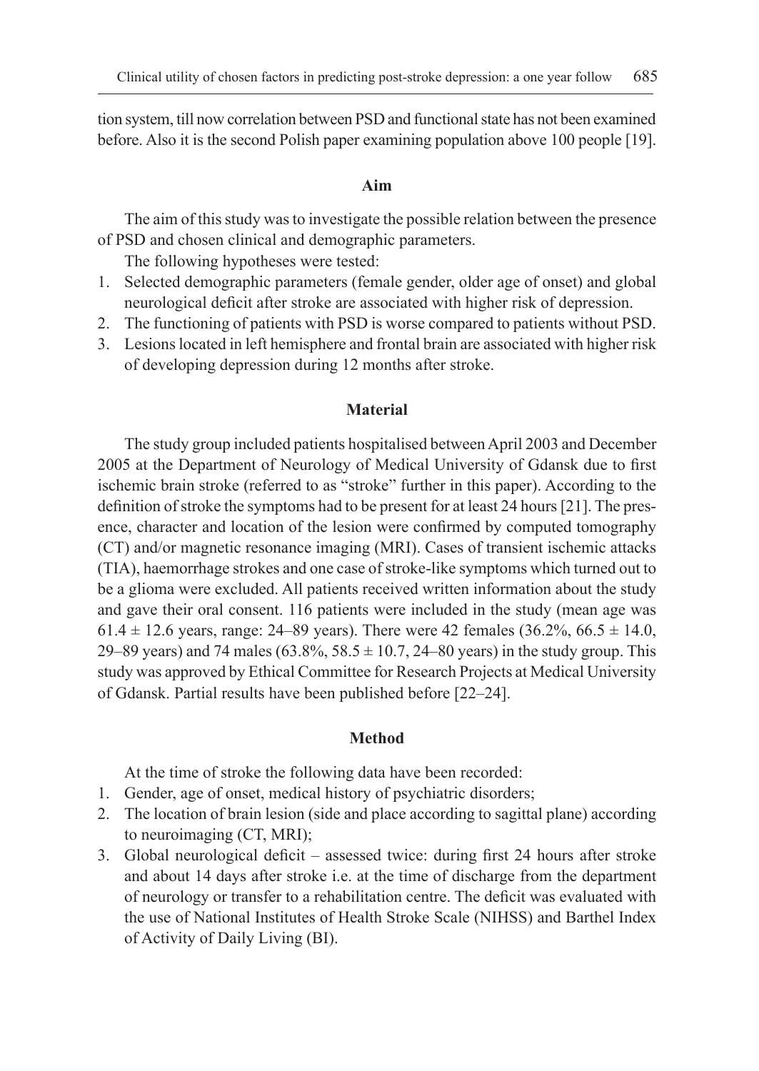tion system, till now correlation between PSD and functional state has not been examined before. Also it is the second Polish paper examining population above 100 people [19].

## Aim

The aim of this study was to investigate the possible relation between the presence of PSD and chosen clinical and demographic parameters.

The following hypotheses were tested:

1. Selected demographic parameters (female gender, older age of onset) and global neurological deficit after stroke are associated with higher risk of depression.
2. The functioning of patients with PSD is worse compared to patients without PSD.
3. Lesions located in left hemisphere and frontal brain are associated with higher risk of developing depression during 12 months after stroke.

## Material

The study group included patients hospitalised between April 2003 and December 2005 at the Department of Neurology of Medical University of Gdansk due to first ischemic brain stroke (referred to as "stroke" further in this paper). According to the definition of stroke the symptoms had to be present for at least 24 hours [21]. The presence, character and location of the lesion were confirmed by computed tomography (CT) and/or magnetic resonance imaging (MRI). Cases of transient ischemic attacks (TIA), haemorrhage strokes and one case of stroke-like symptoms which turned out to be a glioma were excluded. All patients received written information about the study and gave their oral consent. 116 patients were included in the study (mean age was $61.4 \pm 12.6$ years, range: 24–89 years). There were 42 females (36.2%, $66.5 \pm 14.0$, 29–89 years) and 74 males (63.8%, $58.5 \pm 10.7$, 24–80 years) in the study group. This study was approved by Ethical Committee for Research Projects at Medical University of Gdansk. Partial results have been published before [22–24].

## Method

At the time of stroke the following data have been recorded:

1. Gender, age of onset, medical history of psychiatric disorders;
2. The location of brain lesion (side and place according to sagittal plane) according to neuroimaging (CT, MRI);
3. Global neurological deficit – assessed twice: during first 24 hours after stroke and about 14 days after stroke i.e. at the time of discharge from the department of neurology or transfer to a rehabilitation centre. The deficit was evaluated with the use of National Institutes of Health Stroke Scale (NIHSS) and Barthel Index of Activity of Daily Living (BI).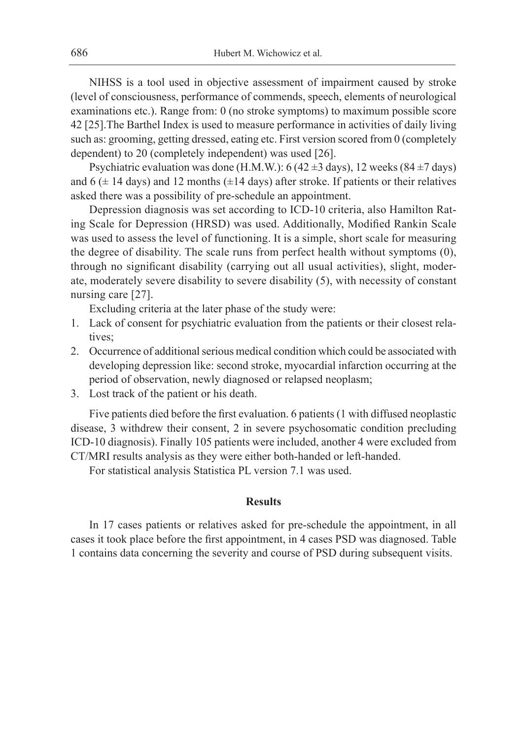NIHSS is a tool used in objective assessment of impairment caused by stroke (level of consciousness, performance of commends, speech, elements of neurological examinations etc.). Range from: 0 (no stroke symptoms) to maximum possible score 42 [25].The Barthel Index is used to measure performance in activities of daily living such as: grooming, getting dressed, eating etc. First version scored from 0 (completely dependent) to 20 (completely independent) was used [26].

Psychiatric evaluation was done (H.M.W.): 6 (42 ±3 days), 12 weeks (84 ±7 days) and 6 (± 14 days) and 12 months (±14 days) after stroke. If patients or their relatives asked there was a possibility of pre-schedule an appointment.

Depression diagnosis was set according to ICD-10 criteria, also Hamilton Rating Scale for Depression (HRSD) was used. Additionally, Modified Rankin Scale was used to assess the level of functioning. It is a simple, short scale for measuring the degree of disability. The scale runs from perfect health without symptoms (0), through no significant disability (carrying out all usual activities), slight, moderate, moderately severe disability to severe disability (5), with necessity of constant nursing care [27].

Excluding criteria at the later phase of the study were:

1. Lack of consent for psychiatric evaluation from the patients or their closest relatives;
2. Occurrence of additional serious medical condition which could be associated with developing depression like: second stroke, myocardial infarction occurring at the period of observation, newly diagnosed or relapsed neoplasm;
3. Lost track of the patient or his death.

Five patients died before the first evaluation. 6 patients (1 with diffused neoplastic disease, 3 withdrew their consent, 2 in severe psychosomatic condition precluding ICD-10 diagnosis). Finally 105 patients were included, another 4 were excluded from CT/MRI results analysis as they were either both-handed or left-handed.

For statistical analysis Statistica PL version 7.1 was used.

## Results

In 17 cases patients or relatives asked for pre-schedule the appointment, in all cases it took place before the first appointment, in 4 cases PSD was diagnosed. Table 1 contains data concerning the severity and course of PSD during subsequent visits.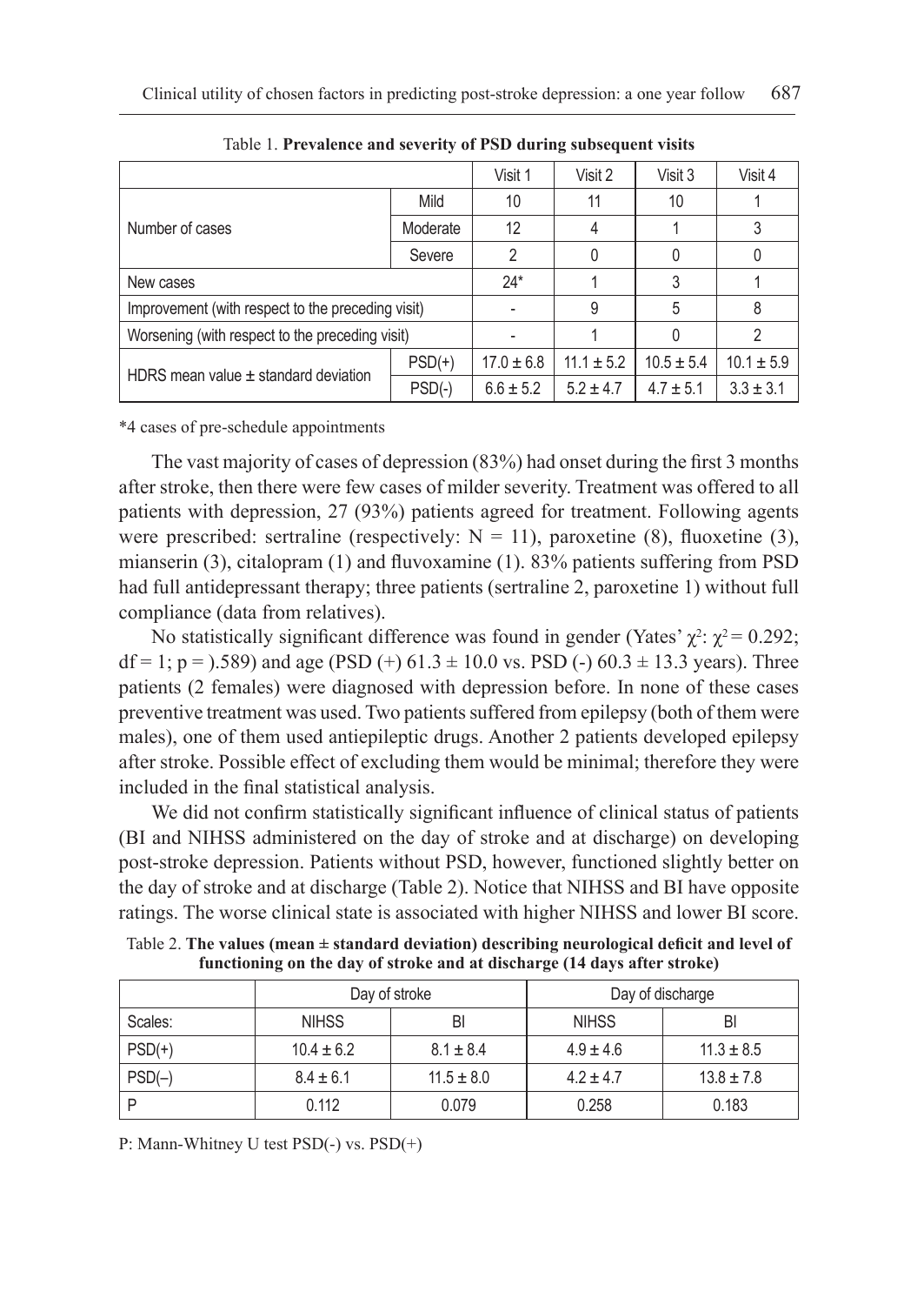Table 1. **Prevalence and severity of PSD during subsequent visits**

| | | Visit 1 | Visit 2 | Visit 3 | Visit 4 |
|---|---|---|---|---|---|
| Number of cases | Mild | 10 | 11 | 10 | 1 |
| | Moderate | 12 | 4 | 1 | 3 |
| | Severe | 2 | 0 | 0 | 0 |
| New cases | | 24* | 1 | 3 | 1 |
| Improvement (with respect to the preceding visit) | | - | 9 | 5 | 8 |
| Worsening (with respect to the preceding visit) | | - | 1 | 0 | 2 |
| HDRS mean value ± standard deviation | PSD(+) | 17.0 ± 6.8 | 11.1 ± 5.2 | 10.5 ± 5.4 | 10.1 ± 5.9 |
| | PSD(-) | 6.6 ± 5.2 | 5.2 ± 4.7 | 4.7 ± 5.1 | 3.3 ± 3.1 |

*4 cases of pre-schedule appointments

The vast majority of cases of depression (83%) had onset during the first 3 months after stroke, then there were few cases of milder severity. Treatment was offered to all patients with depression, 27 (93%) patients agreed for treatment. Following agents were prescribed: sertraline (respectively: N = 11), paroxetine (8), fluoxetine (3), mianserin (3), citalopram (1) and fluvoxamine (1). 83% patients suffering from PSD had full antidepressant therapy; three patients (sertraline 2, paroxetine 1) without full compliance (data from relatives).

No statistically significant difference was found in gender (Yates' $\chi^2$: $\chi^2 = 0.292$; df = 1; p = ).589) and age (PSD (+) 61.3 ± 10.0 vs. PSD (-) 60.3 ± 13.3 years). Three patients (2 females) were diagnosed with depression before. In none of these cases preventive treatment was used. Two patients suffered from epilepsy (both of them were males), one of them used antiepileptic drugs. Another 2 patients developed epilepsy after stroke. Possible effect of excluding them would be minimal; therefore they were included in the final statistical analysis.

We did not confirm statistically significant influence of clinical status of patients (BI and NIHSS administered on the day of stroke and at discharge) on developing post-stroke depression. Patients without PSD, however, functioned slightly better on the day of stroke and at discharge (Table 2). Notice that NIHSS and BI have opposite ratings. The worse clinical state is associated with higher NIHSS and lower BI score.

Table 2. **The values (mean ± standard deviation) describing neurological deficit and level of functioning on the day of stroke and at discharge (14 days after stroke)**

| | Day of stroke | | Day of discharge | |
|---|---|---|---|---|
| Scales: | NIHSS | BI | NIHSS | BI |
| PSD(+) | 10.4 ± 6.2 | 8.1 ± 8.4 | 4.9 ± 4.6 | 11.3 ± 8.5 |
| PSD(–) | 8.4 ± 6.1 | 11.5 ± 8.0 | 4.2 ± 4.7 | 13.8 ± 7.8 |
| P | 0.112 | 0.079 | 0.258 | 0.183 |

P: Mann-Whitney U test PSD(-) vs. PSD(+)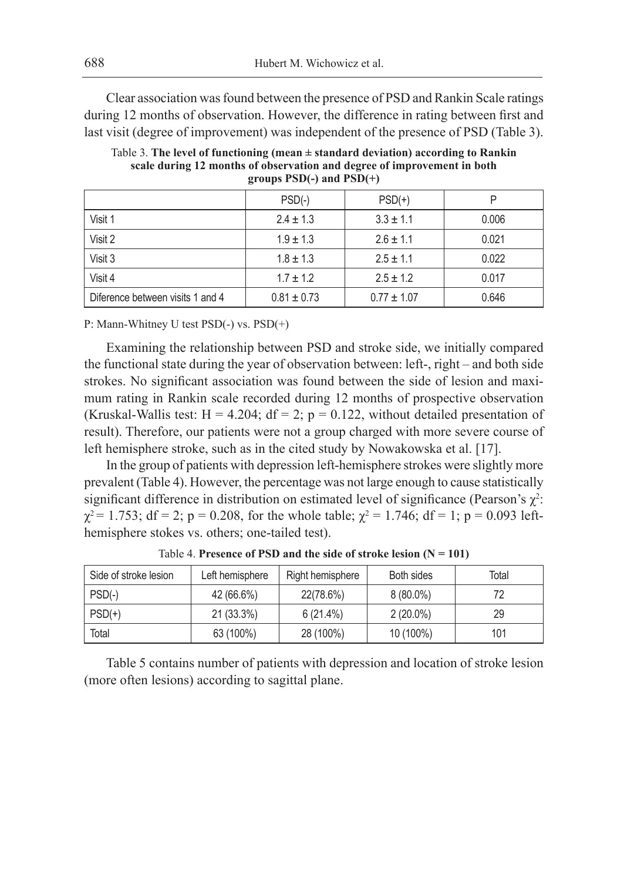Clear association was found between the presence of PSD and Rankin Scale ratings during 12 months of observation. However, the difference in rating between first and last visit (degree of improvement) was independent of the presence of PSD (Table 3).

Table 3. **The level of functioning (mean ± standard deviation) according to Rankin scale during 12 months of observation and degree of improvement in both groups PSD(-) and PSD(+)**

| | PSD(-) | PSD(+) | P |
|---|---|---|---|
| Visit 1 | 2.4 ± 1.3 | 3.3 ± 1.1 | 0.006 |
| Visit 2 | 1.9 ± 1.3 | 2.6 ± 1.1 | 0.021 |
| Visit 3 | 1.8 ± 1.3 | 2.5 ± 1.1 | 0.022 |
| Visit 4 | 1.7 ± 1.2 | 2.5 ± 1.2 | 0.017 |
| Diference between visits 1 and 4 | 0.81 ± 0.73 | 0.77 ± 1.07 | 0.646 |

P: Mann-Whitney U test PSD(-) vs. PSD(+)

Examining the relationship between PSD and stroke side, we initially compared the functional state during the year of observation between: left-, right – and both side strokes. No significant association was found between the side of lesion and maximum rating in Rankin scale recorded during 12 months of prospective observation (Kruskal-Wallis test: $H = 4.204$; $df = 2$; $p = 0.122$, without detailed presentation of result). Therefore, our patients were not a group charged with more severe course of left hemisphere stroke, such as in the cited study by Nowakowska et al. [17].

In the group of patients with depression left-hemisphere strokes were slightly more prevalent (Table 4). However, the percentage was not large enough to cause statistically significant difference in distribution on estimated level of significance (Pearson's $\chi^2$: $\chi^2 = 1.753$; $df = 2$; $p = 0.208$, for the whole table; $\chi^2 = 1.746$; $df = 1$; $p = 0.093$ left-hemisphere stokes vs. others; one-tailed test).

Table 4. **Presence of PSD and the side of stroke lesion (N = 101)**

| Side of stroke lesion | Left hemisphere | Right hemisphere | Both sides | Total |
|---|---|---|---|---|
| PSD(-) | 42 (66.6%) | 22(78.6%) | 8 (80.0%) | 72 |
| PSD(+) | 21 (33.3%) | 6 (21.4%) | 2 (20.0%) | 29 |
| Total | 63 (100%) | 28 (100%) | 10 (100%) | 101 |

Table 5 contains number of patients with depression and location of stroke lesion (more often lesions) according to sagittal plane.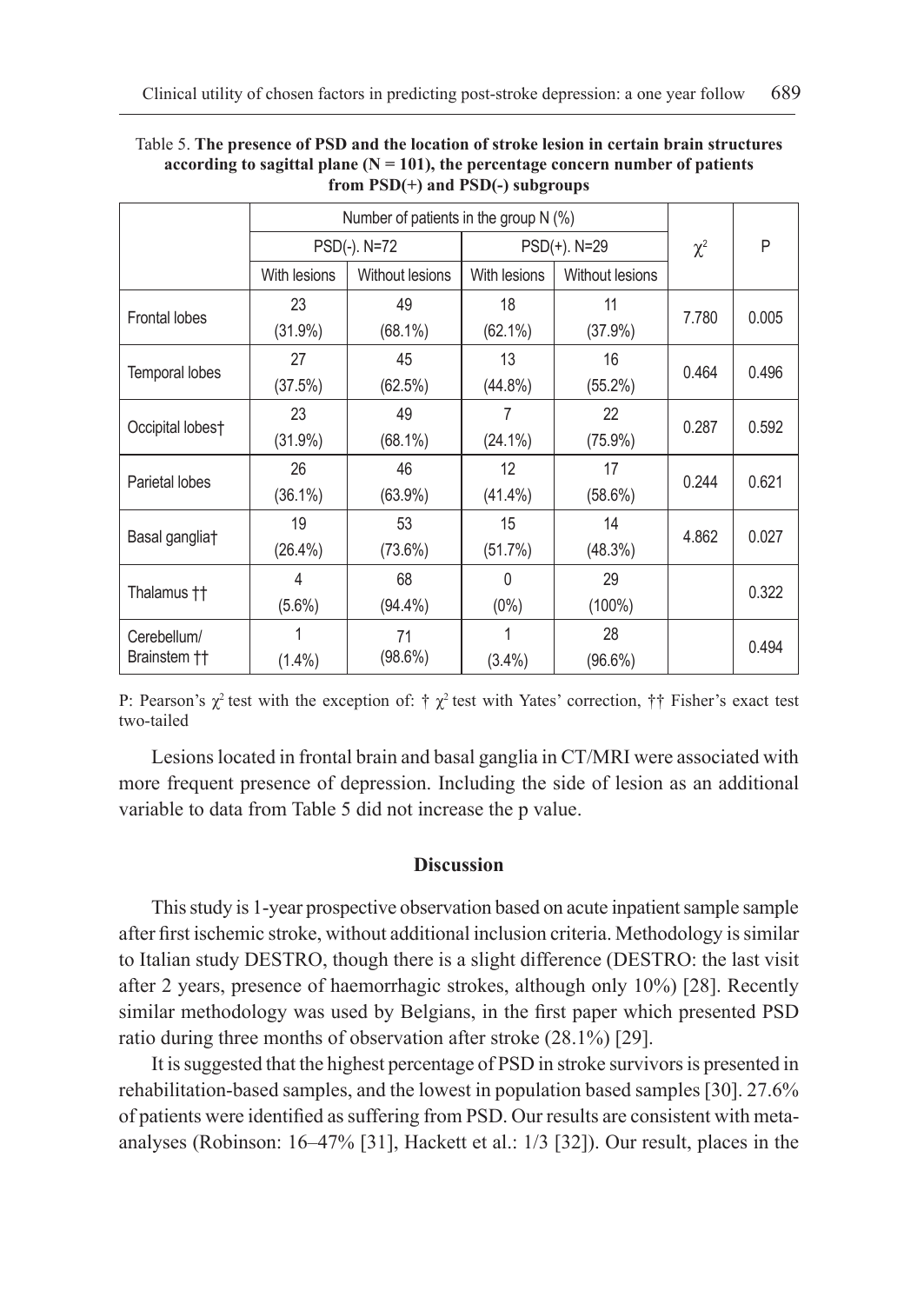Table 5. **The presence of PSD and the location of stroke lesion in certain brain structures according to sagittal plane (N = 101), the percentage concern number of patients from PSD(+) and PSD(-) subgroups**

| | Number of patients in the group N (%) | | | | $\chi^2$ | P |
|---|---|---|---|---|---|---|
| | PSD(-). N=72 | | PSD(+). N=29 | | | |
| | With lesions | Without lesions | With lesions | Without lesions | | |
| Frontal lobes | 23 (31.9%) | 49 (68.1%) | 18 (62.1%) | 11 (37.9%) | 7.780 | 0.005 |
| Temporal lobes | 27 (37.5%) | 45 (62.5%) | 13 (44.8%) | 16 (55.2%) | 0.464 | 0.496 |
| Occipital lobes† | 23 (31.9%) | 49 (68.1%) | 7 (24.1%) | 22 (75.9%) | 0.287 | 0.592 |
| Parietal lobes | 26 (36.1%) | 46 (63.9%) | 12 (41.4%) | 17 (58.6%) | 0.244 | 0.621 |
| Basal ganglia† | 19 (26.4%) | 53 (73.6%) | 15 (51.7%) | 14 (48.3%) | 4.862 | 0.027 |
| Thalamus †† | 4 (5.6%) | 68 (94.4%) | 0 (0%) | 29 (100%) | | 0.322 |
| Cerebellum/ Brainstem †† | 1 (1.4%) | 71 (98.6%) | 1 (3.4%) | 28 (96.6%) | | 0.494 |

P: Pearson's $\chi^2$ test with the exception of: † $\chi^2$ test with Yates' correction, †† Fisher's exact test two-tailed

Lesions located in frontal brain and basal ganglia in CT/MRI were associated with more frequent presence of depression. Including the side of lesion as an additional variable to data from Table 5 did not increase the p value.

## Discussion

This study is 1-year prospective observation based on acute inpatient sample sample after first ischemic stroke, without additional inclusion criteria. Methodology is similar to Italian study DESTRO, though there is a slight difference (DESTRO: the last visit after 2 years, presence of haemorrhagic strokes, although only 10%) [28]. Recently similar methodology was used by Belgians, in the first paper which presented PSD ratio during three months of observation after stroke (28.1%) [29].

It is suggested that the highest percentage of PSD in stroke survivors is presented in rehabilitation-based samples, and the lowest in population based samples [30]. 27.6% of patients were identified as suffering from PSD. Our results are consistent with meta-analyses (Robinson: 16–47% [31], Hackett et al.: 1/3 [32]). Our result, places in the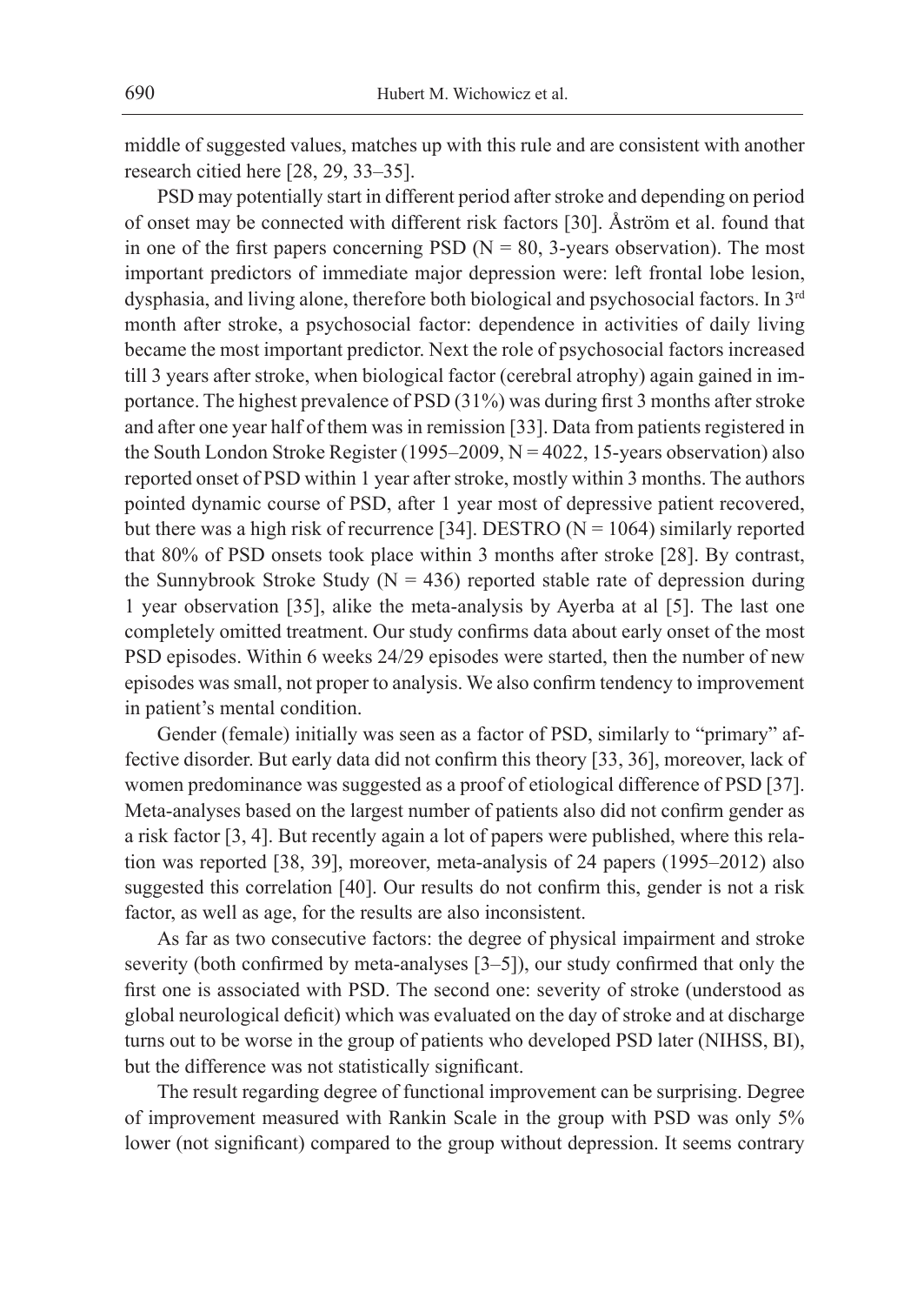middle of suggested values, matches up with this rule and are consistent with another research citied here [28, 29, 33–35].

PSD may potentially start in different period after stroke and depending on period of onset may be connected with different risk factors [30]. Åström et al. found that in one of the first papers concerning PSD (N = 80, 3-years observation). The most important predictors of immediate major depression were: left frontal lobe lesion, dysphasia, and living alone, therefore both biological and psychosocial factors. In 3rd month after stroke, a psychosocial factor: dependence in activities of daily living became the most important predictor. Next the role of psychosocial factors increased till 3 years after stroke, when biological factor (cerebral atrophy) again gained in importance. The highest prevalence of PSD (31%) was during first 3 months after stroke and after one year half of them was in remission [33]. Data from patients registered in the South London Stroke Register (1995–2009, N = 4022, 15-years observation) also reported onset of PSD within 1 year after stroke, mostly within 3 months. The authors pointed dynamic course of PSD, after 1 year most of depressive patient recovered, but there was a high risk of recurrence [34]. DESTRO (N = 1064) similarly reported that 80% of PSD onsets took place within 3 months after stroke [28]. By contrast, the Sunnybrook Stroke Study (N = 436) reported stable rate of depression during 1 year observation [35], alike the meta-analysis by Ayerba at al [5]. The last one completely omitted treatment. Our study confirms data about early onset of the most PSD episodes. Within 6 weeks 24/29 episodes were started, then the number of new episodes was small, not proper to analysis. We also confirm tendency to improvement in patient's mental condition.

Gender (female) initially was seen as a factor of PSD, similarly to "primary" affective disorder. But early data did not confirm this theory [33, 36], moreover, lack of women predominance was suggested as a proof of etiological difference of PSD [37]. Meta-analyses based on the largest number of patients also did not confirm gender as a risk factor [3, 4]. But recently again a lot of papers were published, where this relation was reported [38, 39], moreover, meta-analysis of 24 papers (1995–2012) also suggested this correlation [40]. Our results do not confirm this, gender is not a risk factor, as well as age, for the results are also inconsistent.

As far as two consecutive factors: the degree of physical impairment and stroke severity (both confirmed by meta-analyses [3–5]), our study confirmed that only the first one is associated with PSD. The second one: severity of stroke (understood as global neurological deficit) which was evaluated on the day of stroke and at discharge turns out to be worse in the group of patients who developed PSD later (NIHSS, BI), but the difference was not statistically significant.

The result regarding degree of functional improvement can be surprising. Degree of improvement measured with Rankin Scale in the group with PSD was only 5% lower (not significant) compared to the group without depression. It seems contrary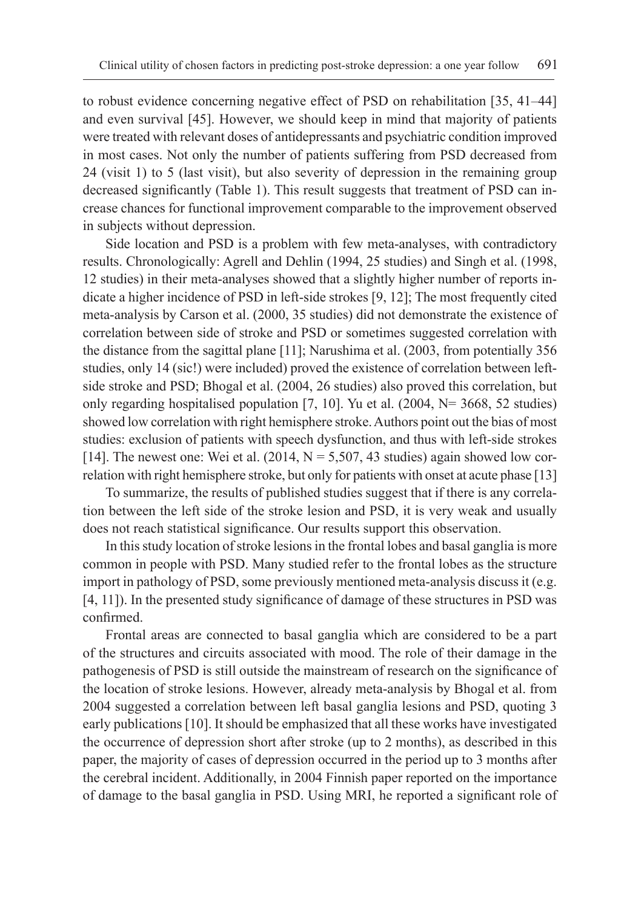to robust evidence concerning negative effect of PSD on rehabilitation [35, 41–44] and even survival [45]. However, we should keep in mind that majority of patients were treated with relevant doses of antidepressants and psychiatric condition improved in most cases. Not only the number of patients suffering from PSD decreased from 24 (visit 1) to 5 (last visit), but also severity of depression in the remaining group decreased significantly (Table 1). This result suggests that treatment of PSD can increase chances for functional improvement comparable to the improvement observed in subjects without depression.

Side location and PSD is a problem with few meta-analyses, with contradictory results. Chronologically: Agrell and Dehlin (1994, 25 studies) and Singh et al. (1998, 12 studies) in their meta-analyses showed that a slightly higher number of reports indicate a higher incidence of PSD in left-side strokes [9, 12]; The most frequently cited meta-analysis by Carson et al. (2000, 35 studies) did not demonstrate the existence of correlation between side of stroke and PSD or sometimes suggested correlation with the distance from the sagittal plane [11]; Narushima et al. (2003, from potentially 356 studies, only 14 (sic!) were included) proved the existence of correlation between left-side stroke and PSD; Bhogal et al. (2004, 26 studies) also proved this correlation, but only regarding hospitalised population [7, 10]. Yu et al. (2004, N= 3668, 52 studies) showed low correlation with right hemisphere stroke. Authors point out the bias of most studies: exclusion of patients with speech dysfunction, and thus with left-side strokes [14]. The newest one: Wei et al. (2014, N = 5,507, 43 studies) again showed low correlation with right hemisphere stroke, but only for patients with onset at acute phase [13]

To summarize, the results of published studies suggest that if there is any correlation between the left side of the stroke lesion and PSD, it is very weak and usually does not reach statistical significance. Our results support this observation.

In this study location of stroke lesions in the frontal lobes and basal ganglia is more common in people with PSD. Many studied refer to the frontal lobes as the structure import in pathology of PSD, some previously mentioned meta-analysis discuss it (e.g. [4, 11]). In the presented study significance of damage of these structures in PSD was confirmed.

Frontal areas are connected to basal ganglia which are considered to be a part of the structures and circuits associated with mood. The role of their damage in the pathogenesis of PSD is still outside the mainstream of research on the significance of the location of stroke lesions. However, already meta-analysis by Bhogal et al. from 2004 suggested a correlation between left basal ganglia lesions and PSD, quoting 3 early publications [10]. It should be emphasized that all these works have investigated the occurrence of depression short after stroke (up to 2 months), as described in this paper, the majority of cases of depression occurred in the period up to 3 months after the cerebral incident. Additionally, in 2004 Finnish paper reported on the importance of damage to the basal ganglia in PSD. Using MRI, he reported a significant role of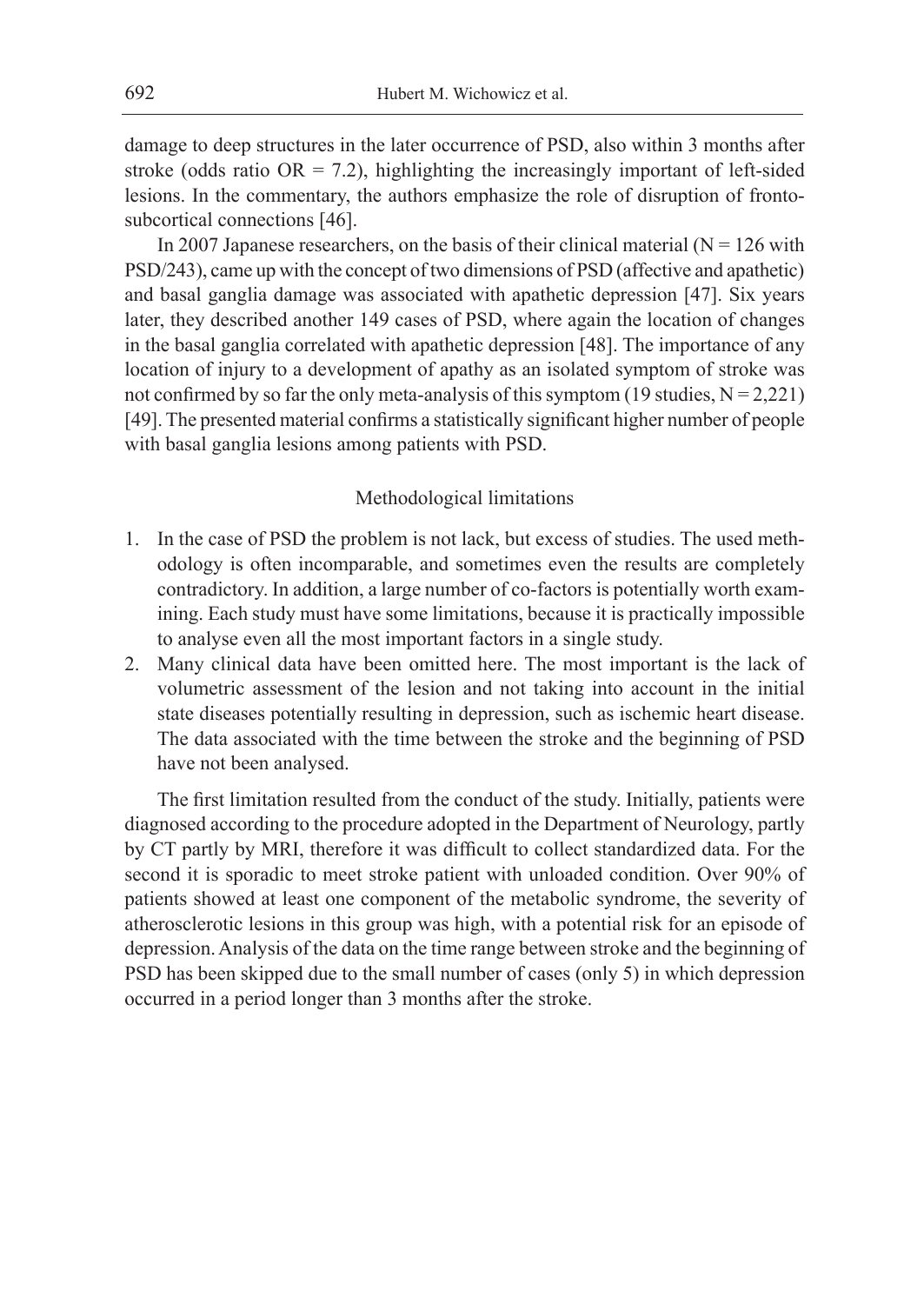damage to deep structures in the later occurrence of PSD, also within 3 months after stroke (odds ratio OR = 7.2), highlighting the increasingly important of left-sided lesions. In the commentary, the authors emphasize the role of disruption of fronto-subcortical connections [46].

In 2007 Japanese researchers, on the basis of their clinical material (N = 126 with PSD/243), came up with the concept of two dimensions of PSD (affective and apathetic) and basal ganglia damage was associated with apathetic depression [47]. Six years later, they described another 149 cases of PSD, where again the location of changes in the basal ganglia correlated with apathetic depression [48]. The importance of any location of injury to a development of apathy as an isolated symptom of stroke was not confirmed by so far the only meta-analysis of this symptom (19 studies, N = 2,221) [49]. The presented material confirms a statistically significant higher number of people with basal ganglia lesions among patients with PSD.

### Methodological limitations

1. In the case of PSD the problem is not lack, but excess of studies. The used methodology is often incomparable, and sometimes even the results are completely contradictory. In addition, a large number of co-factors is potentially worth examining. Each study must have some limitations, because it is practically impossible to analyse even all the most important factors in a single study.
2. Many clinical data have been omitted here. The most important is the lack of volumetric assessment of the lesion and not taking into account in the initial state diseases potentially resulting in depression, such as ischemic heart disease. The data associated with the time between the stroke and the beginning of PSD have not been analysed.

The first limitation resulted from the conduct of the study. Initially, patients were diagnosed according to the procedure adopted in the Department of Neurology, partly by CT partly by MRI, therefore it was difficult to collect standardized data. For the second it is sporadic to meet stroke patient with unloaded condition. Over 90% of patients showed at least one component of the metabolic syndrome, the severity of atherosclerotic lesions in this group was high, with a potential risk for an episode of depression. Analysis of the data on the time range between stroke and the beginning of PSD has been skipped due to the small number of cases (only 5) in which depression occurred in a period longer than 3 months after the stroke.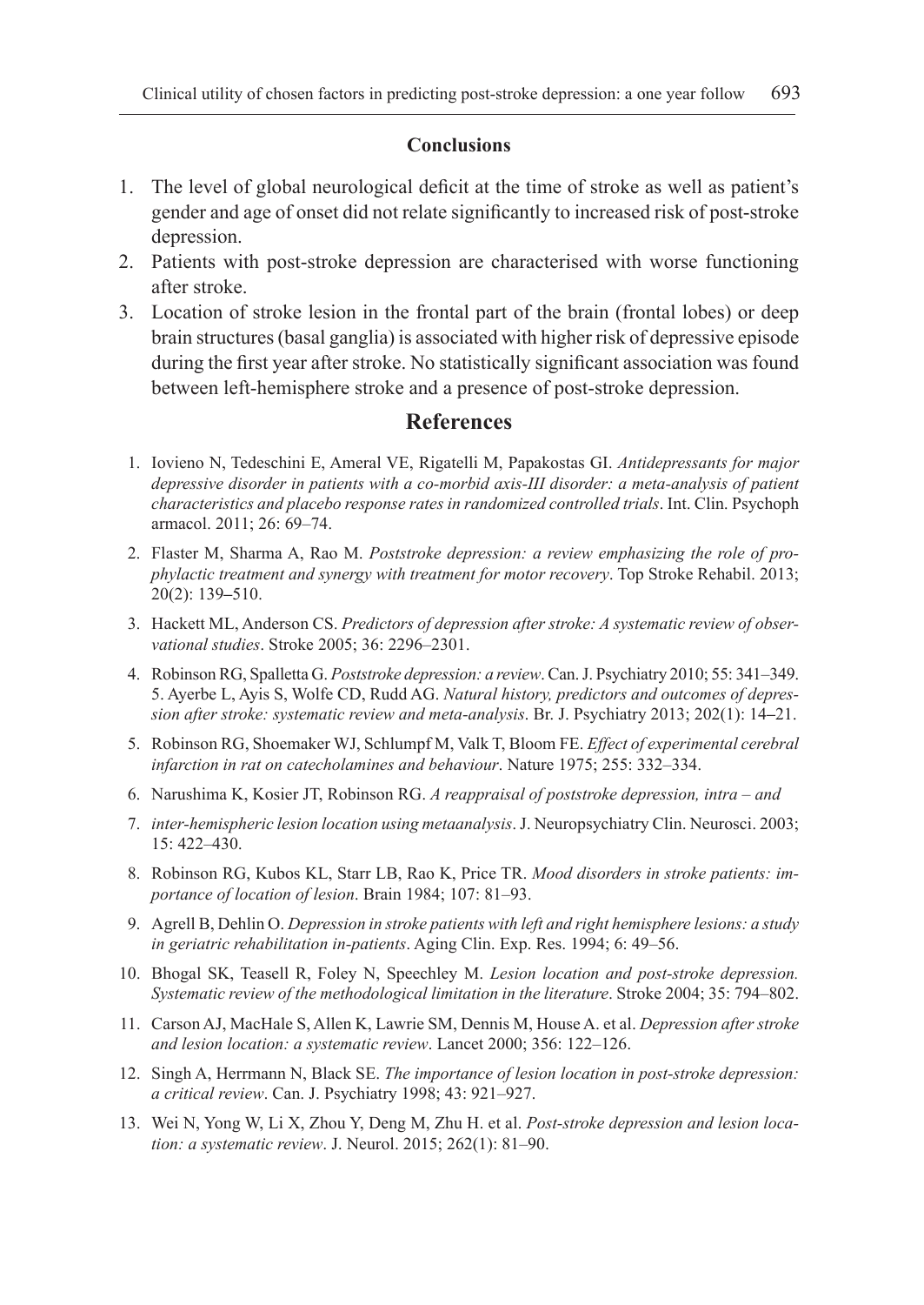## Conclusions

1. The level of global neurological deficit at the time of stroke as well as patient's gender and age of onset did not relate significantly to increased risk of post-stroke depression.
2. Patients with post-stroke depression are characterised with worse functioning after stroke.
3. Location of stroke lesion in the frontal part of the brain (frontal lobes) or deep brain structures (basal ganglia) is associated with higher risk of depressive episode during the first year after stroke. No statistically significant association was found between left-hemisphere stroke and a presence of post-stroke depression.

## References

1. Iovieno N, Tedeschini E, Ameral VE, Rigatelli M, Papakostas GI. *Antidepressants for major depressive disorder in patients with a co-morbid axis-III disorder: a meta-analysis of patient characteristics and placebo response rates in randomized controlled trials*. Int. Clin. Psychoph armacol. 2011; 26: 69–74.
2. Flaster M, Sharma A, Rao M. *Poststroke depression: a review emphasizing the role of prophylactic treatment and synergy with treatment for motor recovery*. Top Stroke Rehabil. 2013; 20(2): 139–510.
3. Hackett ML, Anderson CS. *Predictors of depression after stroke: A systematic review of observational studies*. Stroke 2005; 36: 2296–2301.
4. Robinson RG, Spalletta G. *Poststroke depression: a review*. Can. J. Psychiatry 2010; 55: 341–349. 5. Ayerbe L, Ayis S, Wolfe CD, Rudd AG. *Natural history, predictors and outcomes of depression after stroke: systematic review and meta-analysis*. Br. J. Psychiatry 2013; 202(1): 14–21.
5. Robinson RG, Shoemaker WJ, Schlumpf M, Valk T, Bloom FE. *Effect of experimental cerebral infarction in rat on catecholamines and behaviour*. Nature 1975; 255: 332–334.
6. Narushima K, Kosier JT, Robinson RG. *A reappraisal of poststroke depression, intra – and*
7. *inter-hemispheric lesion location using metaanalysis*. J. Neuropsychiatry Clin. Neurosci. 2003; 15: 422–430.
8. Robinson RG, Kubos KL, Starr LB, Rao K, Price TR. *Mood disorders in stroke patients: importance of location of lesion*. Brain 1984; 107: 81–93.
9. Agrell B, Dehlin O. *Depression in stroke patients with left and right hemisphere lesions: a study in geriatric rehabilitation in-patients*. Aging Clin. Exp. Res. 1994; 6: 49–56.
10. Bhogal SK, Teasell R, Foley N, Speechley M. *Lesion location and post-stroke depression. Systematic review of the methodological limitation in the literature*. Stroke 2004; 35: 794–802.
11. Carson AJ, MacHale S, Allen K, Lawrie SM, Dennis M, House A. et al. *Depression after stroke and lesion location: a systematic review*. Lancet 2000; 356: 122–126.
12. Singh A, Herrmann N, Black SE. *The importance of lesion location in post-stroke depression: a critical review*. Can. J. Psychiatry 1998; 43: 921–927.
13. Wei N, Yong W, Li X, Zhou Y, Deng M, Zhu H. et al. *Post-stroke depression and lesion location: a systematic review*. J. Neurol. 2015; 262(1): 81–90.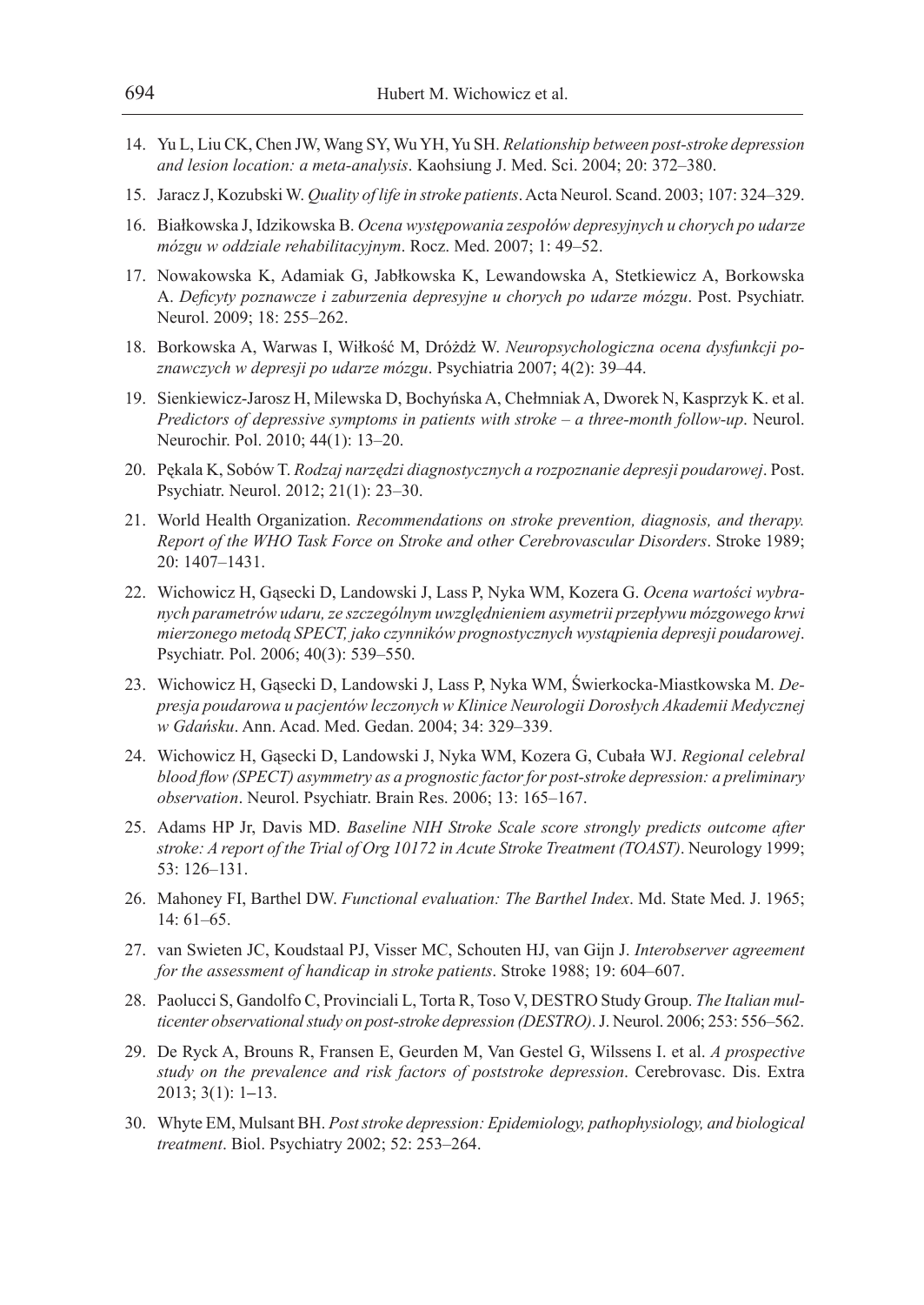14. Yu L, Liu CK, Chen JW, Wang SY, Wu YH, Yu SH. *Relationship between post-stroke depression and lesion location: a meta-analysis*. Kaohsiung J. Med. Sci. 2004; 20: 372–380.
15. Jaracz J, Kozubski W. *Quality of life in stroke patients*. Acta Neurol. Scand. 2003; 107: 324–329.
16. Białkowska J, Idzikowska B. *Ocena występowania zespołów depresyjnych u chorych po udarze mózgu w oddziale rehabilitacyjnym*. Rocz. Med. 2007; 1: 49–52.
17. Nowakowska K, Adamiak G, Jabłkowska K, Lewandowska A, Stetkiewicz A, Borkowska A. *Deficyty poznawcze i zaburzenia depresyjne u chorych po udarze mózgu*. Post. Psychiatr. Neurol. 2009; 18: 255–262.
18. Borkowska A, Warwas I, Wiłkość M, Dróżdż W. *Neuropsychologiczna ocena dysfunkcji poznawczych w depresji po udarze mózgu*. Psychiatria 2007; 4(2): 39–44.
19. Sienkiewicz-Jarosz H, Milewska D, Bochyńska A, Chełmniak A, Dworek N, Kasprzyk K. et al. *Predictors of depressive symptoms in patients with stroke – a three-month follow-up*. Neurol. Neurochir. Pol. 2010; 44(1): 13–20.
20. Pękala K, Sobów T. *Rodzaj narzędzi diagnostycznych a rozpoznanie depresji poudarowej*. Post. Psychiatr. Neurol. 2012; 21(1): 23–30.
21. World Health Organization. *Recommendations on stroke prevention, diagnosis, and therapy. Report of the WHO Task Force on Stroke and other Cerebrovascular Disorders*. Stroke 1989; 20: 1407–1431.
22. Wichowicz H, Gąsecki D, Landowski J, Lass P, Nyka WM, Kozera G. *Ocena wartości wybranych parametrów udaru, ze szczególnym uwzględnieniem asymetrii przepływu mózgowego krwi mierzonego metodą SPECT, jako czynników prognostycznych wystąpienia depresji poudarowej*. Psychiatr. Pol. 2006; 40(3): 539–550.
23. Wichowicz H, Gąsecki D, Landowski J, Lass P, Nyka WM, Świerkocka-Miastkowska M. *Depresja poudarowa u pacjentów leczonych w Klinice Neurologii Dorosłych Akademii Medycznej w Gdańsku*. Ann. Acad. Med. Gedan. 2004; 34: 329–339.
24. Wichowicz H, Gąsecki D, Landowski J, Nyka WM, Kozera G, Cubała WJ. *Regional celebral blood flow (SPECT) asymmetry as a prognostic factor for post-stroke depression: a preliminary observation*. Neurol. Psychiatr. Brain Res. 2006; 13: 165–167.
25. Adams HP Jr, Davis MD. *Baseline NIH Stroke Scale score strongly predicts outcome after stroke: A report of the Trial of Org 10172 in Acute Stroke Treatment (TOAST)*. Neurology 1999; 53: 126–131.
26. Mahoney FI, Barthel DW. *Functional evaluation: The Barthel Index*. Md. State Med. J. 1965; 14: 61–65.
27. van Swieten JC, Koudstaal PJ, Visser MC, Schouten HJ, van Gijn J. *Interobserver agreement for the assessment of handicap in stroke patients*. Stroke 1988; 19: 604–607.
28. Paolucci S, Gandolfo C, Provinciali L, Torta R, Toso V, DESTRO Study Group. *The Italian multicenter observational study on post-stroke depression (DESTRO)*. J. Neurol. 2006; 253: 556–562.
29. De Ryck A, Brouns R, Fransen E, Geurden M, Van Gestel G, Wilssens I. et al. *A prospective study on the prevalence and risk factors of poststroke depression*. Cerebrovasc. Dis. Extra 2013; 3(1): 1–13.
30. Whyte EM, Mulsant BH. *Post stroke depression: Epidemiology, pathophysiology, and biological treatment*. Biol. Psychiatry 2002; 52: 253–264.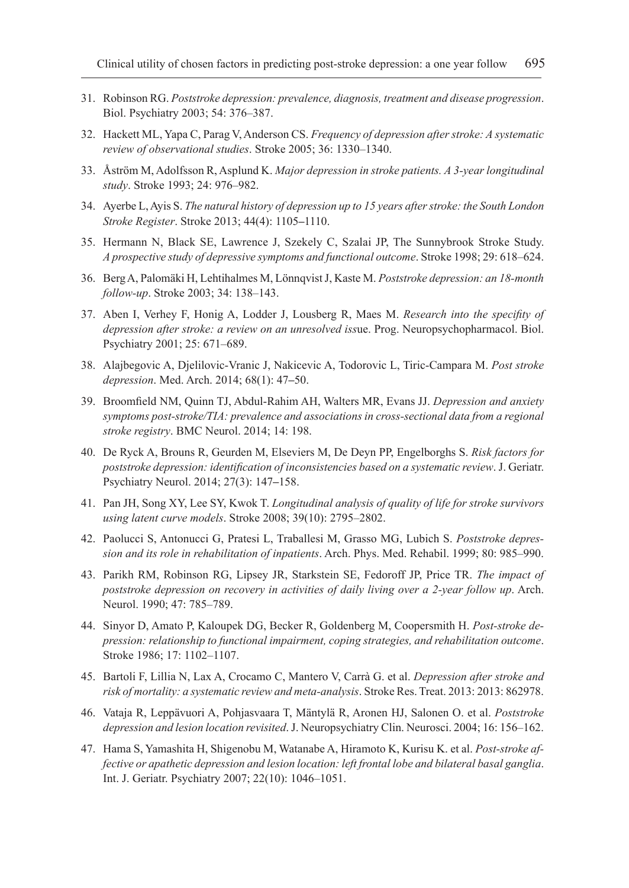31. Robinson RG. *Poststroke depression: prevalence, diagnosis, treatment and disease progression*. Biol. Psychiatry 2003; 54: 376–387.

32. Hackett ML, Yapa C, Parag V, Anderson CS. *Frequency of depression after stroke: A systematic review of observational studies*. Stroke 2005; 36: 1330–1340.

33. Åström M, Adolfsson R, Asplund K. *Major depression in stroke patients. A 3-year longitudinal study*. Stroke 1993; 24: 976–982.

34. Ayerbe L, Ayis S. *The natural history of depression up to 15 years after stroke: the South London Stroke Register*. Stroke 2013; 44(4): 1105–1110.

35. Hermann N, Black SE, Lawrence J, Szekely C, Szalai JP, The Sunnybrook Stroke Study. *A prospective study of depressive symptoms and functional outcome*. Stroke 1998; 29: 618–624.

36. Berg A, Palomäki H, Lehtihalmes M, Lönnqvist J, Kaste M. *Poststroke depression: an 18-month follow-up*. Stroke 2003; 34: 138–143.

37. Aben I, Verhey F, Honig A, Lodder J, Lousberg R, Maes M. *Research into the specifity of depression after stroke: a review on an unresolved iss*ue. Prog. Neuropsychopharmacol. Biol. Psychiatry 2001; 25: 671–689.

38. Alajbegovic A, Djelilovic-Vranic J, Nakicevic A, Todorovic L, Tiric-Campara M. *Post stroke depression*. Med. Arch. 2014; 68(1): 47–50.

39. Broomfield NM, Quinn TJ, Abdul-Rahim AH, Walters MR, Evans JJ. *Depression and anxiety symptoms post-stroke/TIA: prevalence and associations in cross-sectional data from a regional stroke registry*. BMC Neurol. 2014; 14: 198.

40. De Ryck A, Brouns R, Geurden M, Elseviers M, De Deyn PP, Engelborghs S. *Risk factors for poststroke depression: identification of inconsistencies based on a systematic review*. J. Geriatr. Psychiatry Neurol. 2014; 27(3): 147–158.

41. Pan JH, Song XY, Lee SY, Kwok T. *Longitudinal analysis of quality of life for stroke survivors using latent curve models*. Stroke 2008; 39(10): 2795–2802.

42. Paolucci S, Antonucci G, Pratesi L, Traballesi M, Grasso MG, Lubich S. *Poststroke depression and its role in rehabilitation of inpatients*. Arch. Phys. Med. Rehabil. 1999; 80: 985–990.

43. Parikh RM, Robinson RG, Lipsey JR, Starkstein SE, Fedoroff JP, Price TR. *The impact of poststroke depression on recovery in activities of daily living over a 2-year follow up*. Arch. Neurol. 1990; 47: 785–789.

44. Sinyor D, Amato P, Kaloupek DG, Becker R, Goldenberg M, Coopersmith H. *Post-stroke depression: relationship to functional impairment, coping strategies, and rehabilitation outcome*. Stroke 1986; 17: 1102–1107.

45. Bartoli F, Lillia N, Lax A, Crocamo C, Mantero V, Carrà G. et al. *Depression after stroke and risk of mortality: a systematic review and meta-analysis*. Stroke Res. Treat. 2013: 2013: 862978.

46. Vataja R, Leppävuori A, Pohjasvaara T, Mäntylä R, Aronen HJ, Salonen O. et al. *Poststroke depression and lesion location revisited*. J. Neuropsychiatry Clin. Neurosci. 2004; 16: 156–162.

47. Hama S, Yamashita H, Shigenobu M, Watanabe A, Hiramoto K, Kurisu K. et al. *Post-stroke affective or apathetic depression and lesion location: left frontal lobe and bilateral basal ganglia*. Int. J. Geriatr. Psychiatry 2007; 22(10): 1046–1051.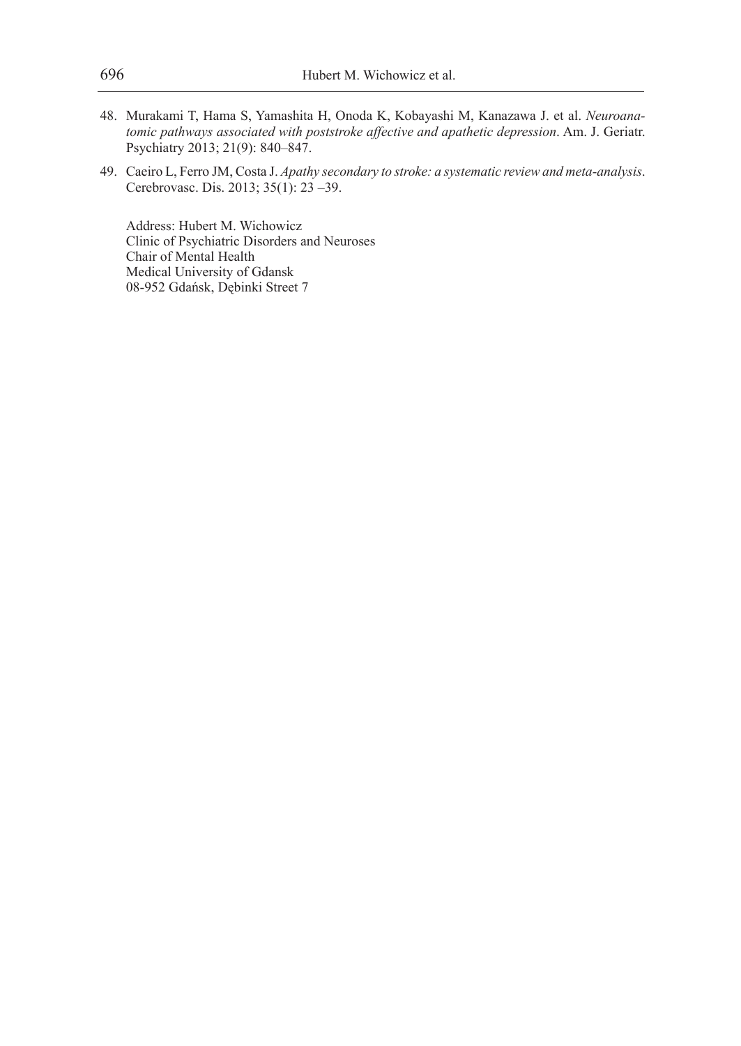48. Murakami T, Hama S, Yamashita H, Onoda K, Kobayashi M, Kanazawa J. et al. *Neuroanatomic pathways associated with poststroke affective and apathetic depression*. Am. J. Geriatr. Psychiatry 2013; 21(9): 840–847.

49. Caeiro L, Ferro JM, Costa J. *Apathy secondary to stroke: a systematic review and meta-analysis*. Cerebrovasc. Dis. 2013; 35(1): 23 –39.

Address: Hubert M. Wichowicz
Clinic of Psychiatric Disorders and Neuroses
Chair of Mental Health
Medical University of Gdansk
08-952 Gdańsk, Dębinki Street 7